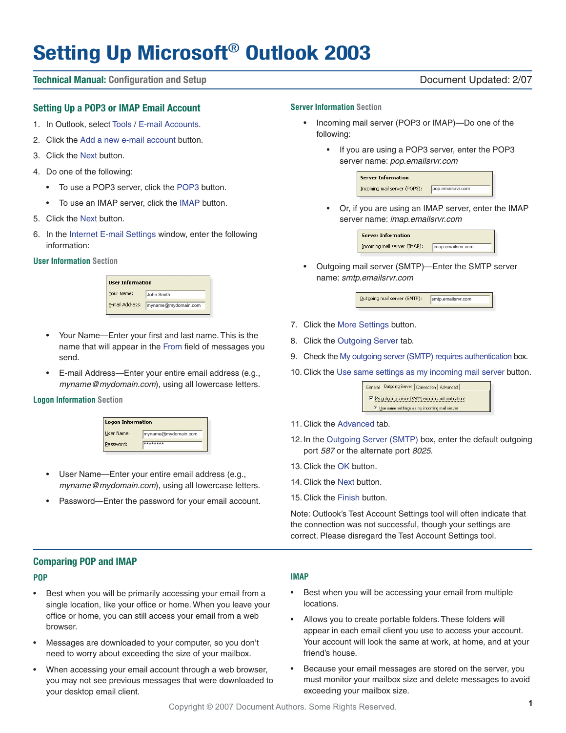# Setting Up Microsoft® Outlook 2003

**Technical Manual:** Configuration and Setup

Document Updated: 2/07

## Setting Up a POP3 or IMAP Email Account

1. In Outlook, select Tools / E-mail Accounts.
2. Click the Add a new e-mail account button.
3. Click the Next button.
4. Do one of the following:
   - To use a POP3 server, click the POP3 button.
   - To use an IMAP server, click the IMAP button.
5. Click the Next button.
6. In the Internet E-mail Settings window, enter the following information:

### User Information Section

User Information
Your Name: John Smith
E-mail Address: myname@mydomain.com

- Your Name—Enter your first and last name. This is the name that will appear in the From field of messages you send.
- E-mail Address—Enter your entire email address (e.g., *myname@mydomain.com*), using all lowercase letters.

### Logon Information Section

Logon Information
User Name: myname@mydomain.com
Password: ********

- User Name—Enter your entire email address (e.g., *myname@mydomain.com*), using all lowercase letters.
- Password—Enter the password for your email account.

### Server Information Section

- Incoming mail server (POP3 or IMAP)—Do one of the following:
  - If you are using a POP3 server, enter the POP3 server name: *pop.emailsrvr.com*

    Server Information
    Incoming mail server (POP3): pop.emailsrvr.com

  - Or, if you are using an IMAP server, enter the IMAP server name: *imap.emailsrvr.com*

    Server Information
    Incoming mail server (IMAP): imap.emailsrvr.com

- Outgoing mail server (SMTP)—Enter the SMTP server name: *smtp.emailsrvr.com*

  Outgoing mail server (SMTP): smtp.emailsrvr.com

7. Click the More Settings button.
8. Click the Outgoing Server tab.
9. Check the My outgoing server (SMTP) requires authentication box.
10. Click the Use same settings as my incoming mail server button.

    General | Outgoing Server | Connection | Advanced
    My outgoing server (SMTP) requires authentication
    Use same settings as my incoming mail server

11. Click the Advanced tab.
12. In the Outgoing Server (SMTP) box, enter the default outgoing port *587* or the alternate port *8025*.
13. Click the OK button.
14. Click the Next button.
15. Click the Finish button.

Note: Outlook's Test Account Settings tool will often indicate that the connection was not successful, though your settings are correct. Please disregard the Test Account Settings tool.

## Comparing POP and IMAP

### POP

- Best when you will be primarily accessing your email from a single location, like your office or home. When you leave your office or home, you can still access your email from a web browser.
- Messages are downloaded to your computer, so you don't need to worry about exceeding the size of your mailbox.
- When accessing your email account through a web browser, you may not see previous messages that were downloaded to your desktop email client.

### IMAP

- Best when you will be accessing your email from multiple locations.
- Allows you to create portable folders. These folders will appear in each email client you use to access your account. Your account will look the same at work, at home, and at your friend's house.
- Because your email messages are stored on the server, you must monitor your mailbox size and delete messages to avoid exceeding your mailbox size.

Copyright © 2007 Document Authors. Some Rights Reserved.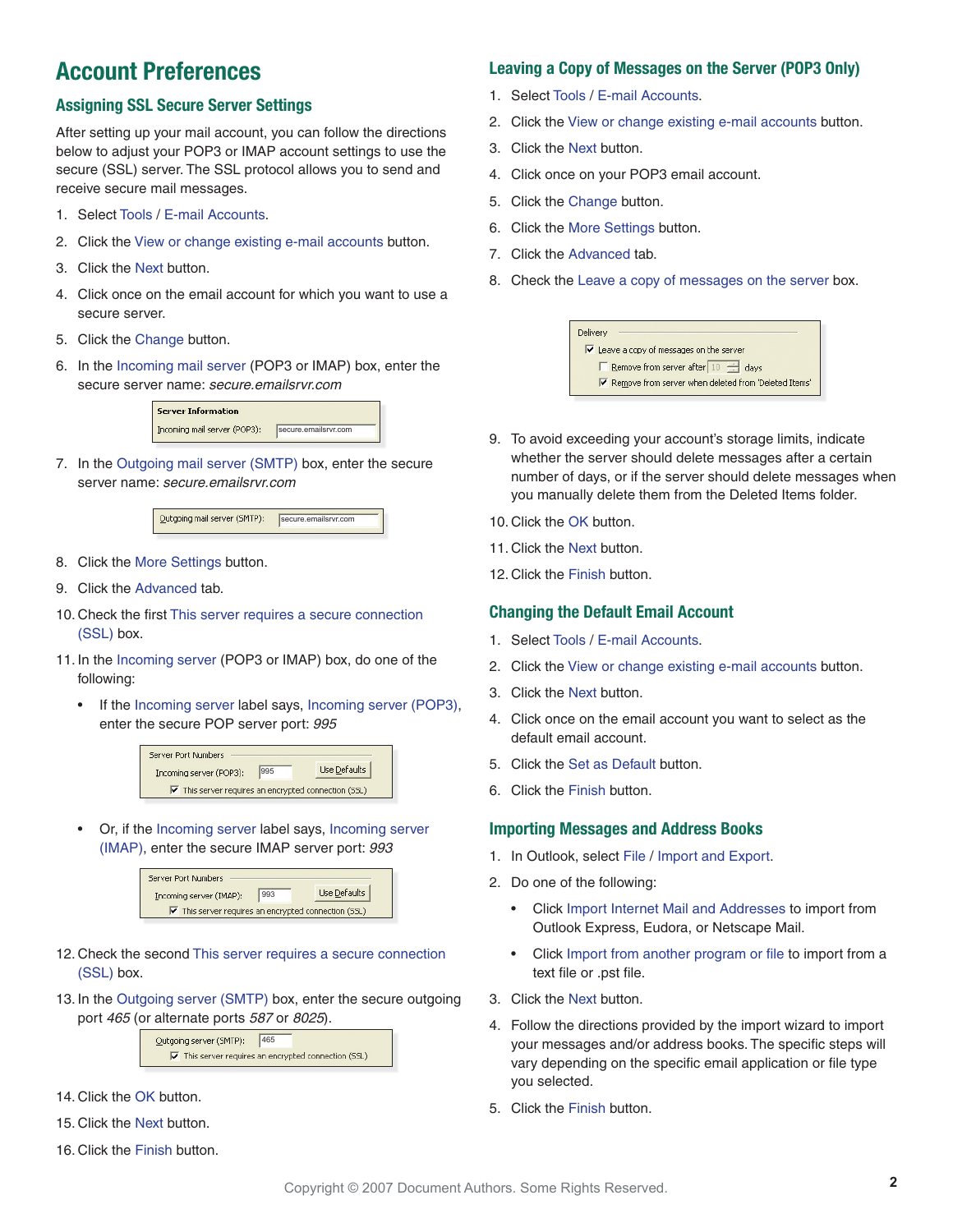# Account Preferences

## Assigning SSL Secure Server Settings

After setting up your mail account, you can follow the directions below to adjust your POP3 or IMAP account settings to use the secure (SSL) server. The SSL protocol allows you to send and receive secure mail messages.

1. Select Tools / E-mail Accounts.
2. Click the View or change existing e-mail accounts button.
3. Click the Next button.
4. Click once on the email account for which you want to use a secure server.
5. Click the Change button.
6. In the Incoming mail server (POP3 or IMAP) box, enter the secure server name: *secure.emailsrvr.com*

   Server Information
   Incoming mail server (POP3): secure.emailsrvr.com

7. In the Outgoing mail server (SMTP) box, enter the secure server name: *secure.emailsrvr.com*

   Outgoing mail server (SMTP): secure.emailsrvr.com

8. Click the More Settings button.
9. Click the Advanced tab.
10. Check the first This server requires a secure connection (SSL) box.
11. In the Incoming server (POP3 or IMAP) box, do one of the following:
    - If the Incoming server label says, Incoming server (POP3), enter the secure POP server port: *995*

      Server Port Numbers
      Incoming server (POP3): 995 Use Defaults
      This server requires an encrypted connection (SSL)

    - Or, if the Incoming server label says, Incoming server (IMAP), enter the secure IMAP server port: *993*

      Server Port Numbers
      Incoming server (IMAP): 993 Use Defaults
      This server requires an encrypted connection (SSL)

12. Check the second This server requires a secure connection (SSL) box.
13. In the Outgoing server (SMTP) box, enter the secure outgoing port *465* (or alternate ports *587* or *8025*).

    Outgoing server (SMTP): 465
    This server requires an encrypted connection (SSL)

14. Click the OK button.
15. Click the Next button.
16. Click the Finish button.

## Leaving a Copy of Messages on the Server (POP3 Only)

1. Select Tools / E-mail Accounts.
2. Click the View or change existing e-mail accounts button.
3. Click the Next button.
4. Click once on your POP3 email account.
5. Click the Change button.
6. Click the More Settings button.
7. Click the Advanced tab.
8. Check the Leave a copy of messages on the server box.

   Delivery
   Leave a copy of messages on the server
   Remove from server after 10 days
   Remove from server when deleted from 'Deleted Items'

9. To avoid exceeding your account's storage limits, indicate whether the server should delete messages after a certain number of days, or if the server should delete messages when you manually delete them from the Deleted Items folder.
10. Click the OK button.
11. Click the Next button.
12. Click the Finish button.

## Changing the Default Email Account

1. Select Tools / E-mail Accounts.
2. Click the View or change existing e-mail accounts button.
3. Click the Next button.
4. Click once on the email account you want to select as the default email account.
5. Click the Set as Default button.
6. Click the Finish button.

## Importing Messages and Address Books

1. In Outlook, select File / Import and Export.
2. Do one of the following:
   - Click Import Internet Mail and Addresses to import from Outlook Express, Eudora, or Netscape Mail.
   - Click Import from another program or file to import from a text file or .pst file.
3. Click the Next button.
4. Follow the directions provided by the import wizard to import your messages and/or address books. The specific steps will vary depending on the specific email application or file type you selected.
5. Click the Finish button.

Copyright © 2007 Document Authors. Some Rights Reserved.